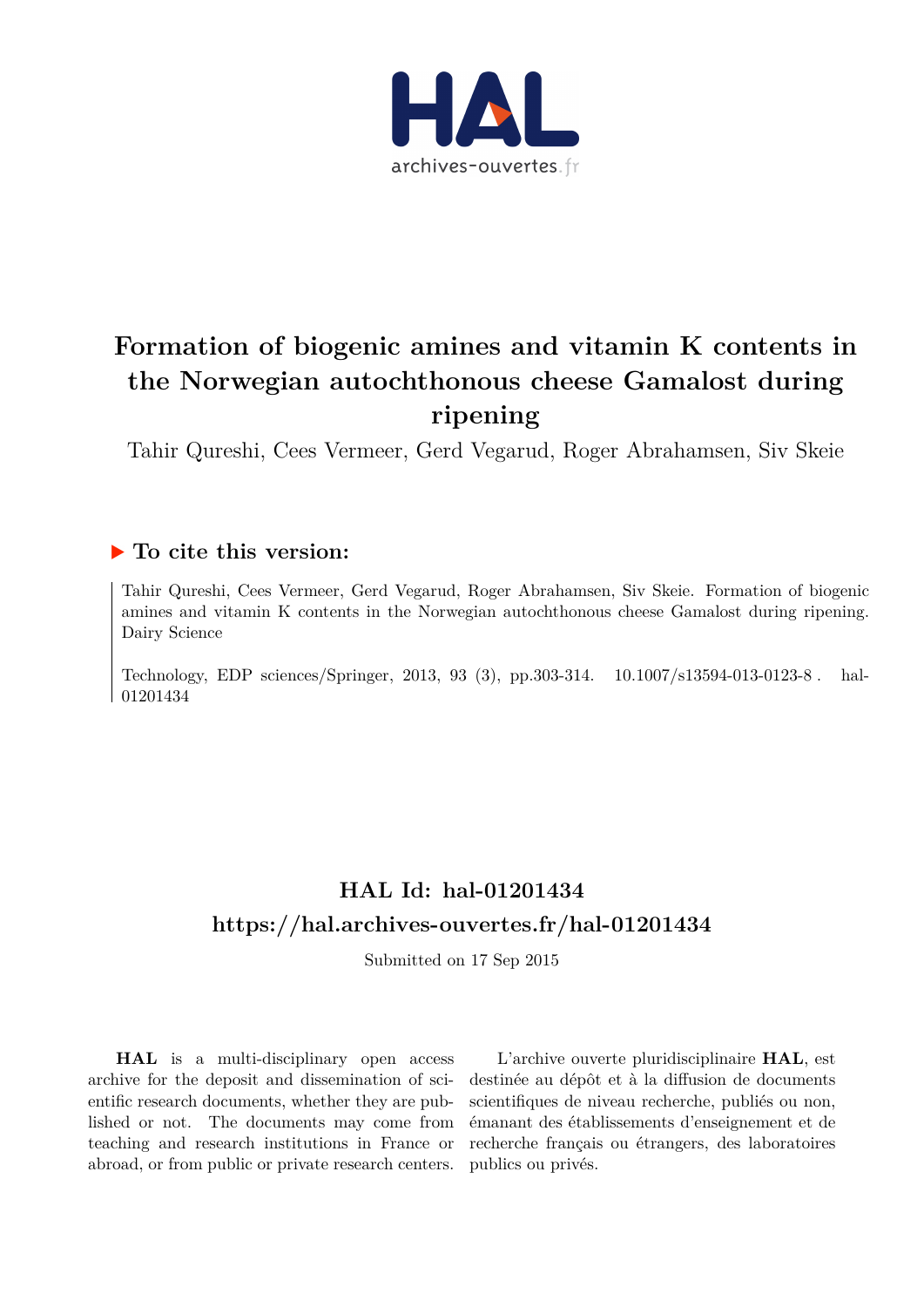# Formation of biogenic amines and vitamin K contents in the Norwegian autochthonous cheese Gamalost during ripening

Tahir Qureshi, Cees Vermeer, Gerd Vegarud, Roger Abrahamsen, Siv Skeie

## ▶ To cite this version:

Tahir Qureshi, Cees Vermeer, Gerd Vegarud, Roger Abrahamsen, Siv Skeie. Formation of biogenic amines and vitamin K contents in the Norwegian autochthonous cheese Gamalost during ripening. Dairy Science

Technology, EDP sciences/Springer, 2013, 93 (3), pp.303-314. 10.1007/s13594-013-0123-8 . hal-01201434

## HAL Id: hal-01201434
## https://hal.archives-ouvertes.fr/hal-01201434

Submitted on 17 Sep 2015

**HAL** is a multi-disciplinary open access archive for the deposit and dissemination of scientific research documents, whether they are published or not. The documents may come from teaching and research institutions in France or abroad, or from public or private research centers.

L'archive ouverte pluridisciplinaire **HAL**, est destinée au dépôt et à la diffusion de documents scientifiques de niveau recherche, publiés ou non, émanant des établissements d'enseignement et de recherche français ou étrangers, des laboratoires publics ou privés.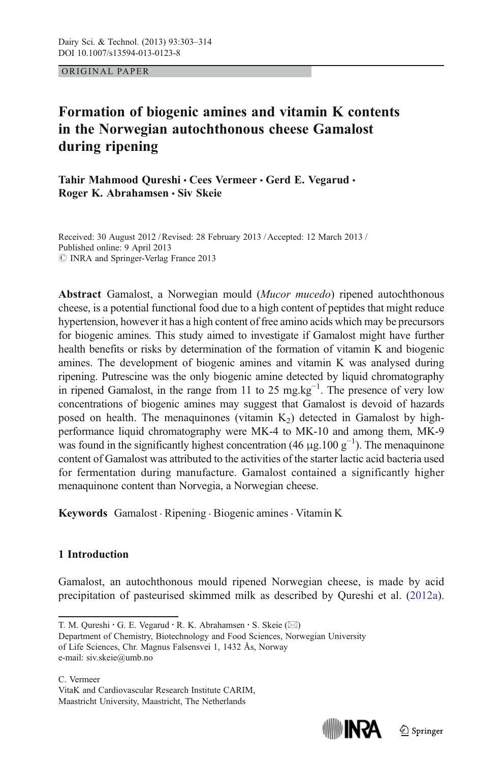ORIGINAL PAPER

# Formation of biogenic amines and vitamin K contents in the Norwegian autochthonous cheese Gamalost during ripening

**Tahir Mahmood Qureshi · Cees Vermeer · Gerd E. Vegarud · Roger K. Abrahamsen · Siv Skeie**

Received: 30 August 2012 / Revised: 28 February 2013 / Accepted: 12 March 2013 /
Published online: 9 April 2013
© INRA and Springer-Verlag France 2013

**Abstract** Gamalost, a Norwegian mould (*Mucor mucedo*) ripened autochthonous cheese, is a potential functional food due to a high content of peptides that might reduce hypertension, however it has a high content of free amino acids which may be precursors for biogenic amines. This study aimed to investigate if Gamalost might have further health benefits or risks by determination of the formation of vitamin K and biogenic amines. The development of biogenic amines and vitamin K was analysed during ripening. Putrescine was the only biogenic amine detected by liquid chromatography in ripened Gamalost, in the range from 11 to 25 mg.kg$^{-1}$. The presence of very low concentrations of biogenic amines may suggest that Gamalost is devoid of hazards posed on health. The menaquinones (vitamin $K_2$) detected in Gamalost by high-performance liquid chromatography were MK-4 to MK-10 and among them, MK-9 was found in the significantly highest concentration (46 μg.100 g$^{-1}$). The menaquinone content of Gamalost was attributed to the activities of the starter lactic acid bacteria used for fermentation during manufacture. Gamalost contained a significantly higher menaquinone content than Norvegia, a Norwegian cheese.

**Keywords** Gamalost · Ripening · Biogenic amines · Vitamin K

## 1 Introduction

Gamalost, an autochthonous mould ripened Norwegian cheese, is made by acid precipitation of pasteurised skimmed milk as described by Qureshi et al. (2012a).

---

T. M. Qureshi · G. E. Vegarud · R. K. Abrahamsen · S. Skeie (✉)
Department of Chemistry, Biotechnology and Food Sciences, Norwegian University of Life Sciences, Chr. Magnus Falsensvei 1, 1432 Ås, Norway
e-mail: siv.skeie@umb.no

C. Vermeer
VitaK and Cardiovascular Research Institute CARIM, Maastricht University, Maastricht, The Netherlands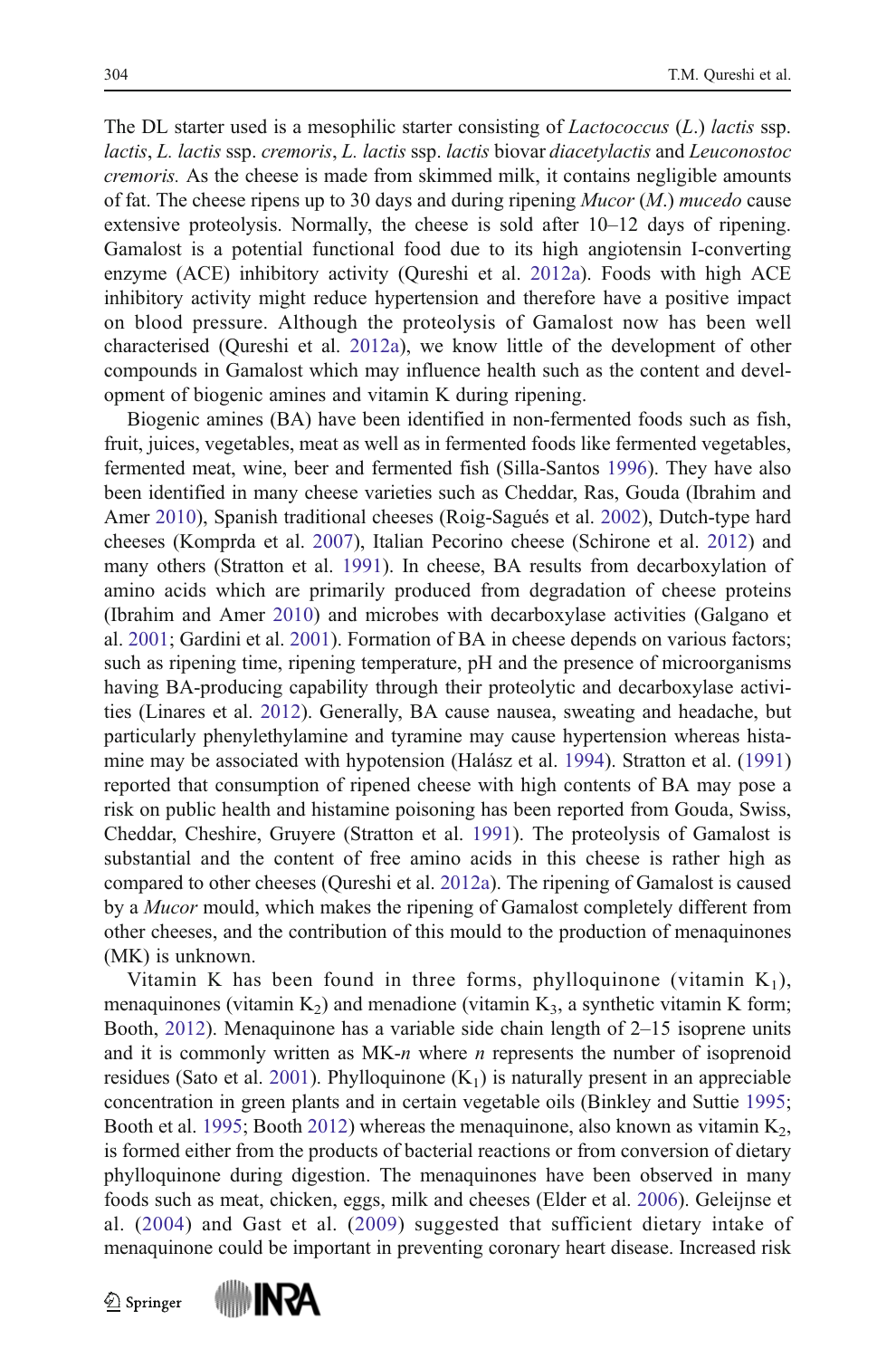The DL starter used is a mesophilic starter consisting of *Lactococcus* (*L.*) *lactis* ssp. *lactis*, *L. lactis* ssp. *cremoris*, *L. lactis* ssp. *lactis* biovar *diacetylactis* and *Leuconostoc cremoris.* As the cheese is made from skimmed milk, it contains negligible amounts of fat. The cheese ripens up to 30 days and during ripening *Mucor* (*M.*) *mucedo* cause extensive proteolysis. Normally, the cheese is sold after 10–12 days of ripening. Gamalost is a potential functional food due to its high angiotensin I-converting enzyme (ACE) inhibitory activity (Qureshi et al. 2012a). Foods with high ACE inhibitory activity might reduce hypertension and therefore have a positive impact on blood pressure. Although the proteolysis of Gamalost now has been well characterised (Qureshi et al. 2012a), we know little of the development of other compounds in Gamalost which may influence health such as the content and development of biogenic amines and vitamin K during ripening.

Biogenic amines (BA) have been identified in non-fermented foods such as fish, fruit, juices, vegetables, meat as well as in fermented foods like fermented vegetables, fermented meat, wine, beer and fermented fish (Silla-Santos 1996). They have also been identified in many cheese varieties such as Cheddar, Ras, Gouda (Ibrahim and Amer 2010), Spanish traditional cheeses (Roig-Sagués et al. 2002), Dutch-type hard cheeses (Komprda et al. 2007), Italian Pecorino cheese (Schirone et al. 2012) and many others (Stratton et al. 1991). In cheese, BA results from decarboxylation of amino acids which are primarily produced from degradation of cheese proteins (Ibrahim and Amer 2010) and microbes with decarboxylase activities (Galgano et al. 2001; Gardini et al. 2001). Formation of BA in cheese depends on various factors; such as ripening time, ripening temperature, pH and the presence of microorganisms having BA-producing capability through their proteolytic and decarboxylase activities (Linares et al. 2012). Generally, BA cause nausea, sweating and headache, but particularly phenylethylamine and tyramine may cause hypertension whereas histamine may be associated with hypotension (Halász et al. 1994). Stratton et al. (1991) reported that consumption of ripened cheese with high contents of BA may pose a risk on public health and histamine poisoning has been reported from Gouda, Swiss, Cheddar, Cheshire, Gruyere (Stratton et al. 1991). The proteolysis of Gamalost is substantial and the content of free amino acids in this cheese is rather high as compared to other cheeses (Qureshi et al. 2012a). The ripening of Gamalost is caused by a *Mucor* mould, which makes the ripening of Gamalost completely different from other cheeses, and the contribution of this mould to the production of menaquinones (MK) is unknown.

Vitamin K has been found in three forms, phylloquinone (vitamin $K_1$), menaquinones (vitamin $K_2$) and menadione (vitamin $K_3$, a synthetic vitamin K form; Booth, 2012). Menaquinone has a variable side chain length of 2–15 isoprene units and it is commonly written as MK-*n* where *n* represents the number of isoprenoid residues (Sato et al. 2001). Phylloquinone ($K_1$) is naturally present in an appreciable concentration in green plants and in certain vegetable oils (Binkley and Suttie 1995; Booth et al. 1995; Booth 2012) whereas the menaquinone, also known as vitamin $K_2$, is formed either from the products of bacterial reactions or from conversion of dietary phylloquinone during digestion. The menaquinones have been observed in many foods such as meat, chicken, eggs, milk and cheeses (Elder et al. 2006). Geleijnse et al. (2004) and Gast et al. (2009) suggested that sufficient dietary intake of menaquinone could be important in preventing coronary heart disease. Increased risk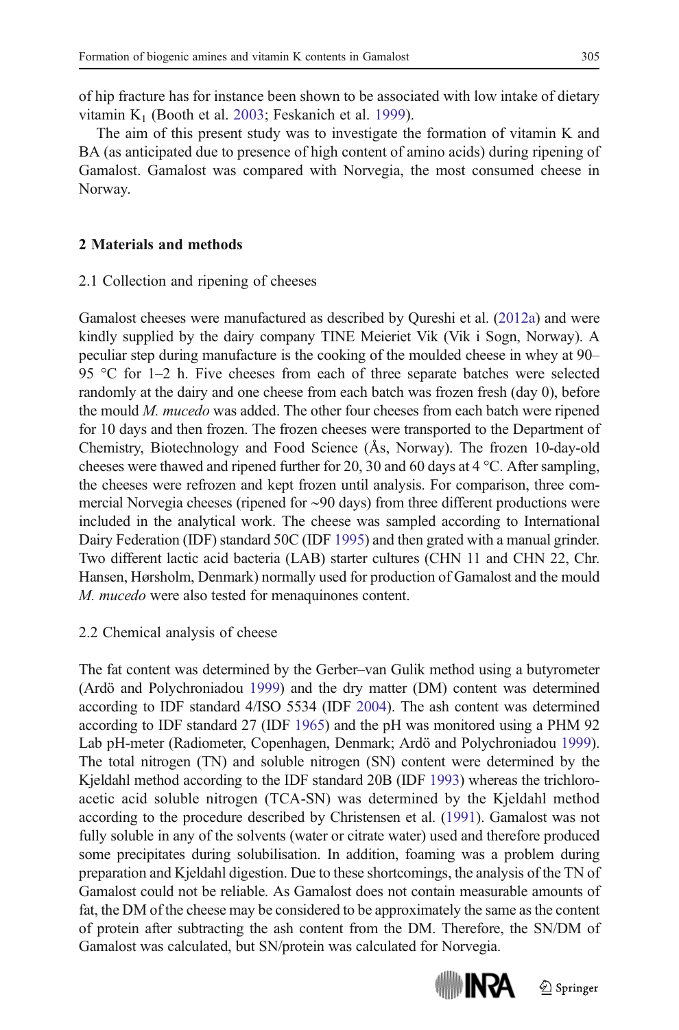of hip fracture has for instance been shown to be associated with low intake of dietary vitamin $K_1$ (Booth et al. 2003; Feskanich et al. 1999).

The aim of this present study was to investigate the formation of vitamin K and BA (as anticipated due to presence of high content of amino acids) during ripening of Gamalost. Gamalost was compared with Norvegia, the most consumed cheese in Norway.

## 2 Materials and methods

### 2.1 Collection and ripening of cheeses

Gamalost cheeses were manufactured as described by Qureshi et al. (2012a) and were kindly supplied by the dairy company TINE Meieriet Vik (Vik i Sogn, Norway). A peculiar step during manufacture is the cooking of the moulded cheese in whey at 90–95 °C for 1–2 h. Five cheeses from each of three separate batches were selected randomly at the dairy and one cheese from each batch was frozen fresh (day 0), before the mould *M. mucedo* was added. The other four cheeses from each batch were ripened for 10 days and then frozen. The frozen cheeses were transported to the Department of Chemistry, Biotechnology and Food Science (Ås, Norway). The frozen 10-day-old cheeses were thawed and ripened further for 20, 30 and 60 days at 4 °C. After sampling, the cheeses were refrozen and kept frozen until analysis. For comparison, three commercial Norvegia cheeses (ripened for ~90 days) from three different productions were included in the analytical work. The cheese was sampled according to International Dairy Federation (IDF) standard 50C (IDF 1995) and then grated with a manual grinder. Two different lactic acid bacteria (LAB) starter cultures (CHN 11 and CHN 22, Chr. Hansen, Hørsholm, Denmark) normally used for production of Gamalost and the mould *M. mucedo* were also tested for menaquinones content.

### 2.2 Chemical analysis of cheese

The fat content was determined by the Gerber–van Gulik method using a butyrometer (Ardö and Polychroniadou 1999) and the dry matter (DM) content was determined according to IDF standard 4/ISO 5534 (IDF 2004). The ash content was determined according to IDF standard 27 (IDF 1965) and the pH was monitored using a PHM 92 Lab pH-meter (Radiometer, Copenhagen, Denmark; Ardö and Polychroniadou 1999). The total nitrogen (TN) and soluble nitrogen (SN) content were determined by the Kjeldahl method according to the IDF standard 20B (IDF 1993) whereas the trichloroacetic acid soluble nitrogen (TCA-SN) was determined by the Kjeldahl method according to the procedure described by Christensen et al. (1991). Gamalost was not fully soluble in any of the solvents (water or citrate water) used and therefore produced some precipitates during solubilisation. In addition, foaming was a problem during preparation and Kjeldahl digestion. Due to these shortcomings, the analysis of the TN of Gamalost could not be reliable. As Gamalost does not contain measurable amounts of fat, the DM of the cheese may be considered to be approximately the same as the content of protein after subtracting the ash content from the DM. Therefore, the SN/DM of Gamalost was calculated, but SN/protein was calculated for Norvegia.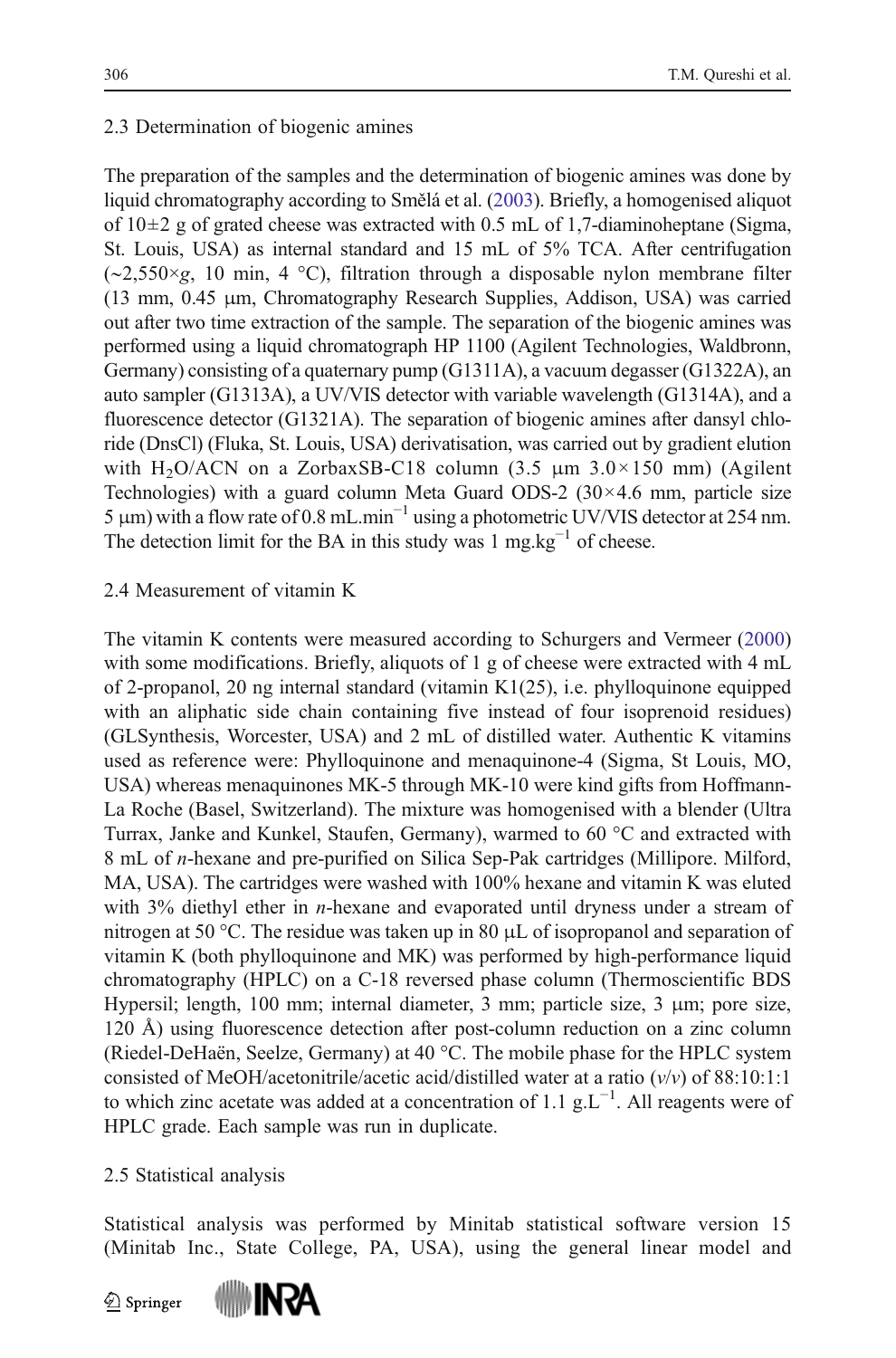### 2.3 Determination of biogenic amines

The preparation of the samples and the determination of biogenic amines was done by liquid chromatography according to Smělá et al. (2003). Briefly, a homogenised aliquot of 10±2 g of grated cheese was extracted with 0.5 mL of 1,7-diaminoheptane (Sigma, St. Louis, USA) as internal standard and 15 mL of 5% TCA. After centrifugation (~2,550×*g*, 10 min, 4 °C), filtration through a disposable nylon membrane filter (13 mm, 0.45 μm, Chromatography Research Supplies, Addison, USA) was carried out after two time extraction of the sample. The separation of the biogenic amines was performed using a liquid chromatograph HP 1100 (Agilent Technologies, Waldbronn, Germany) consisting of a quaternary pump (G1311A), a vacuum degasser (G1322A), an auto sampler (G1313A), a UV/VIS detector with variable wavelength (G1314A), and a fluorescence detector (G1321A). The separation of biogenic amines after dansyl chloride (DnsCl) (Fluka, St. Louis, USA) derivatisation, was carried out by gradient elution with $H_2O$/ACN on a ZorbaxSB-C18 column (3.5 μm 3.0×150 mm) (Agilent Technologies) with a guard column Meta Guard ODS-2 (30×4.6 mm, particle size 5 μm) with a flow rate of 0.8 mL.min$^{-1}$ using a photometric UV/VIS detector at 254 nm. The detection limit for the BA in this study was 1 mg.kg$^{-1}$ of cheese.

### 2.4 Measurement of vitamin K

The vitamin K contents were measured according to Schurgers and Vermeer (2000) with some modifications. Briefly, aliquots of 1 g of cheese were extracted with 4 mL of 2-propanol, 20 ng internal standard (vitamin K1(25), i.e. phylloquinone equipped with an aliphatic side chain containing five instead of four isoprenoid residues) (GLSynthesis, Worcester, USA) and 2 mL of distilled water. Authentic K vitamins used as reference were: Phylloquinone and menaquinone-4 (Sigma, St Louis, MO, USA) whereas menaquinones MK-5 through MK-10 were kind gifts from Hoffmann-La Roche (Basel, Switzerland). The mixture was homogenised with a blender (Ultra Turrax, Janke and Kunkel, Staufen, Germany), warmed to 60 °C and extracted with 8 mL of *n*-hexane and pre-purified on Silica Sep-Pak cartridges (Millipore. Milford, MA, USA). The cartridges were washed with 100% hexane and vitamin K was eluted with 3% diethyl ether in *n*-hexane and evaporated until dryness under a stream of nitrogen at 50 °C. The residue was taken up in 80 μL of isopropanol and separation of vitamin K (both phylloquinone and MK) was performed by high-performance liquid chromatography (HPLC) on a C-18 reversed phase column (Thermoscientific BDS Hypersil; length, 100 mm; internal diameter, 3 mm; particle size, 3 μm; pore size, 120 Å) using fluorescence detection after post-column reduction on a zinc column (Riedel-DeHaën, Seelze, Germany) at 40 °C. The mobile phase for the HPLC system consisted of MeOH/acetonitrile/acetic acid/distilled water at a ratio (*v*/*v*) of 88:10:1:1 to which zinc acetate was added at a concentration of 1.1 g.L$^{-1}$. All reagents were of HPLC grade. Each sample was run in duplicate.

### 2.5 Statistical analysis

Statistical analysis was performed by Minitab statistical software version 15 (Minitab Inc., State College, PA, USA), using the general linear model and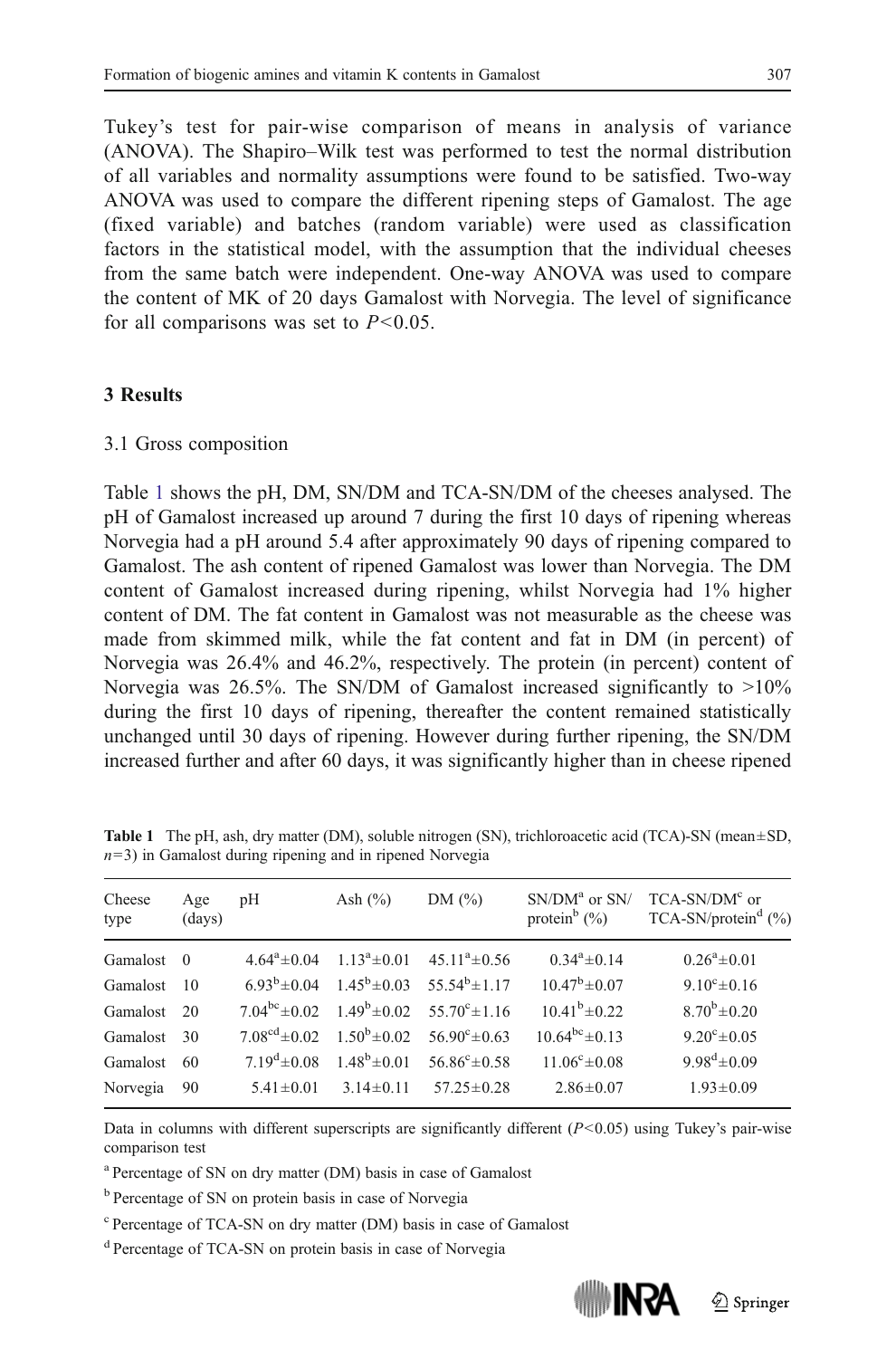Tukey's test for pair-wise comparison of means in analysis of variance (ANOVA). The Shapiro–Wilk test was performed to test the normal distribution of all variables and normality assumptions were found to be satisfied. Two-way ANOVA was used to compare the different ripening steps of Gamalost. The age (fixed variable) and batches (random variable) were used as classification factors in the statistical model, with the assumption that the individual cheeses from the same batch were independent. One-way ANOVA was used to compare the content of MK of 20 days Gamalost with Norvegia. The level of significance for all comparisons was set to $P<0.05$.

## 3 Results

### 3.1 Gross composition

Table 1 shows the pH, DM, SN/DM and TCA-SN/DM of the cheeses analysed. The pH of Gamalost increased up around 7 during the first 10 days of ripening whereas Norvegia had a pH around 5.4 after approximately 90 days of ripening compared to Gamalost. The ash content of ripened Gamalost was lower than Norvegia. The DM content of Gamalost increased during ripening, whilst Norvegia had 1% higher content of DM. The fat content in Gamalost was not measurable as the cheese was made from skimmed milk, while the fat content and fat in DM (in percent) of Norvegia was 26.4% and 46.2%, respectively. The protein (in percent) content of Norvegia was 26.5%. The SN/DM of Gamalost increased significantly to >10% during the first 10 days of ripening, thereafter the content remained statistically unchanged until 30 days of ripening. However during further ripening, the SN/DM increased further and after 60 days, it was significantly higher than in cheese ripened

**Table 1** The pH, ash, dry matter (DM), soluble nitrogen (SN), trichloroacetic acid (TCA)-SN (mean±SD, $n=3$) in Gamalost during ripening and in ripened Norvegia

| Cheese type | Age (days) | pH | Ash (%) | DM (%) | SN/DM[a] or SN/protein[b] (%) | TCA-SN/DM[c] or TCA-SN/protein[d] (%) |
|---|---|---|---|---|---|---|
| Gamalost | 0 | $4.64^{a}\pm0.04$ | $1.13^{a}\pm0.01$ | $45.11^{a}\pm0.56$ | $0.34^{a}\pm0.14$ | $0.26^{a}\pm0.01$ |
| Gamalost | 10 | $6.93^{b}\pm0.04$ | $1.45^{b}\pm0.03$ | $55.54^{b}\pm1.17$ | $10.47^{b}\pm0.07$ | $9.10^{c}\pm0.16$ |
| Gamalost | 20 | $7.04^{bc}\pm0.02$ | $1.49^{b}\pm0.02$ | $55.70^{c}\pm1.16$ | $10.41^{b}\pm0.22$ | $8.70^{b}\pm0.20$ |
| Gamalost | 30 | $7.08^{cd}\pm0.02$ | $1.50^{b}\pm0.02$ | $56.90^{c}\pm0.63$ | $10.64^{bc}\pm0.13$ | $9.20^{c}\pm0.05$ |
| Gamalost | 60 | $7.19^{d}\pm0.08$ | $1.48^{b}\pm0.01$ | $56.86^{c}\pm0.58$ | $11.06^{c}\pm0.08$ | $9.98^{d}\pm0.09$ |
| Norvegia | 90 | $5.41\pm0.01$ | $3.14\pm0.11$ | $57.25\pm0.28$ | $2.86\pm0.07$ | $1.93\pm0.09$ |

Data in columns with different superscripts are significantly different ($P<0.05$) using Tukey's pair-wise comparison test

[a] Percentage of SN on dry matter (DM) basis in case of Gamalost

[b] Percentage of SN on protein basis in case of Norvegia

[c] Percentage of TCA-SN on dry matter (DM) basis in case of Gamalost

[d] Percentage of TCA-SN on protein basis in case of Norvegia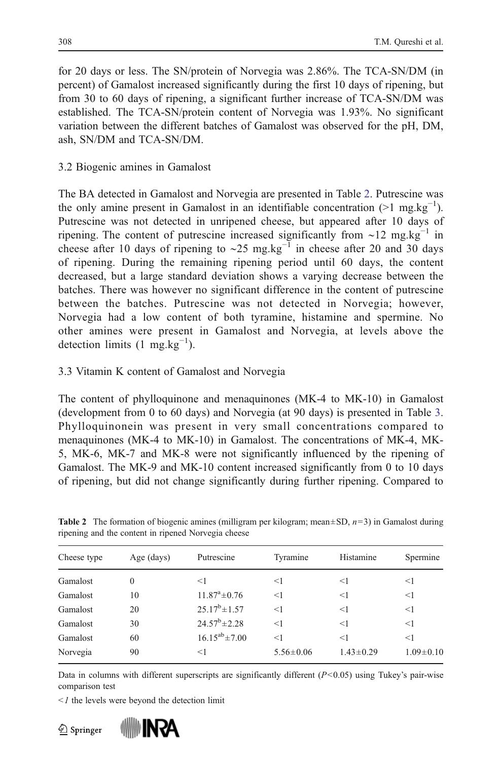for 20 days or less. The SN/protein of Norvegia was 2.86%. The TCA-SN/DM (in percent) of Gamalost increased significantly during the first 10 days of ripening, but from 30 to 60 days of ripening, a significant further increase of TCA-SN/DM was established. The TCA-SN/protein content of Norvegia was 1.93%. No significant variation between the different batches of Gamalost was observed for the pH, DM, ash, SN/DM and TCA-SN/DM.

### 3.2 Biogenic amines in Gamalost

The BA detected in Gamalost and Norvegia are presented in Table 2. Putrescine was the only amine present in Gamalost in an identifiable concentration (>1 $mg.kg^{-1}$). Putrescine was not detected in unripened cheese, but appeared after 10 days of ripening. The content of putrescine increased significantly from ~12 $mg.kg^{-1}$ in cheese after 10 days of ripening to ~25 $mg.kg^{-1}$ in cheese after 20 and 30 days of ripening. During the remaining ripening period until 60 days, the content decreased, but a large standard deviation shows a varying decrease between the batches. There was however no significant difference in the content of putrescine between the batches. Putrescine was not detected in Norvegia; however, Norvegia had a low content of both tyramine, histamine and spermine. No other amines were present in Gamalost and Norvegia, at levels above the detection limits (1 $mg.kg^{-1}$).

### 3.3 Vitamin K content of Gamalost and Norvegia

The content of phylloquinone and menaquinones (MK-4 to MK-10) in Gamalost (development from 0 to 60 days) and Norvegia (at 90 days) is presented in Table 3. Phylloquinonein was present in very small concentrations compared to menaquinones (MK-4 to MK-10) in Gamalost. The concentrations of MK-4, MK-5, MK-6, MK-7 and MK-8 were not significantly influenced by the ripening of Gamalost. The MK-9 and MK-10 content increased significantly from 0 to 10 days of ripening, but did not change significantly during further ripening. Compared to

**Table 2** The formation of biogenic amines (milligram per kilogram; mean±SD, $n=3$) in Gamalost during ripening and the content in ripened Norvegia cheese

| Cheese type | Age (days) | Putrescine | Tyramine | Histamine | Spermine |
|---|---|---|---|---|---|
| Gamalost | 0 | <1 | <1 | <1 | <1 |
| Gamalost | 10 | $11.87^{a}\pm0.76$ | <1 | <1 | <1 |
| Gamalost | 20 | $25.17^{b}\pm1.57$ | <1 | <1 | <1 |
| Gamalost | 30 | $24.57^{b}\pm2.28$ | <1 | <1 | <1 |
| Gamalost | 60 | $16.15^{ab}\pm7.00$ | <1 | <1 | <1 |
| Norvegia | 90 | <1 | $5.56\pm0.06$ | $1.43\pm0.29$ | $1.09\pm0.10$ |

Data in columns with different superscripts are significantly different ($P<0.05$) using Tukey's pair-wise comparison test

*<1* the levels were beyond the detection limit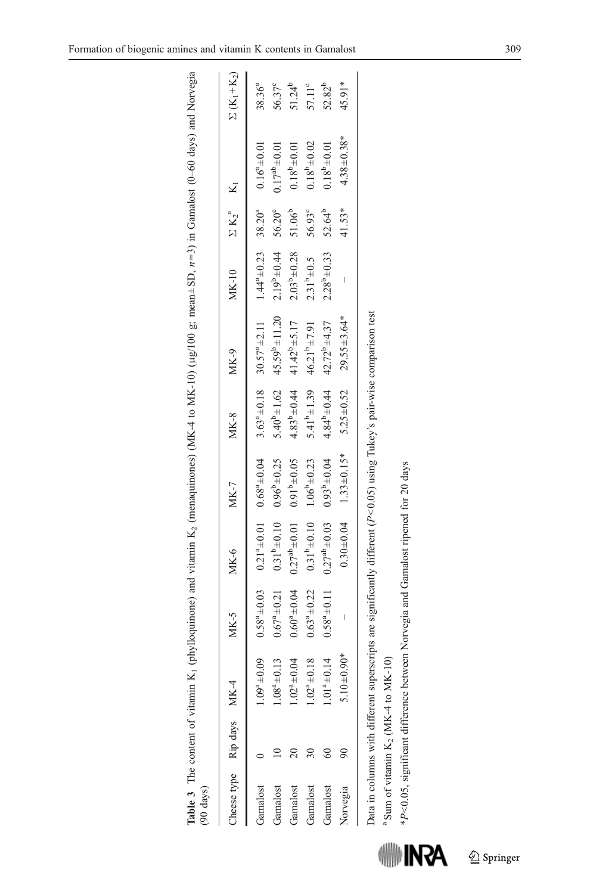**Table 3** The content of vitamin $K_1$ (phylloquinone) and vitamin $K_2$ (menaquinones) (MK-4 to MK-10) (μg/100 g; mean±SD, $n$=3) in Gamalost (0–60 days) and Norvegia (90 days)

| Cheese type | Rip days | MK-4 | MK-5 | MK-6 | MK-7 | MK-8 | MK-9 | MK-10 | $\Sigma$ $K_2$[a] | $K_1$ | $\Sigma$ ($K_1$+$K_2$) |
|---|---|---|---|---|---|---|---|---|---|---|---|
| Gamalost | 0 | $1.09^{a}\pm0.09$ | $0.58^{a}\pm0.03$ | $0.21^{a}\pm0.01$ | $0.68^{a}\pm0.04$ | $3.63^{a}\pm0.18$ | $30.57^{a}\pm2.11$ | $1.44^{a}\pm0.23$ | $38.20^{a}$ | $0.16^{a}\pm0.01$ | $38.36^{a}$ |
| Gamalost | 10 | $1.08^{a}\pm0.13$ | $0.67^{a}\pm0.21$ | $0.31^{b}\pm0.10$ | $0.96^{b}\pm0.25$ | $5.40^{b}\pm1.62$ | $45.59^{b}\pm11.20$ | $2.19^{b}\pm0.44$ | $56.20^{c}$ | $0.17^{ab}\pm0.01$ | $56.37^{c}$ |
| Gamalost | 20 | $1.02^{a}\pm0.04$ | $0.60^{a}\pm0.04$ | $0.27^{ab}\pm0.01$ | $0.91^{b}\pm0.05$ | $4.83^{b}\pm0.44$ | $41.42^{b}\pm5.17$ | $2.03^{b}\pm0.28$ | $51.06^{b}$ | $0.18^{b}\pm0.01$ | $51.24^{b}$ |
| Gamalost | 30 | $1.02^{a}\pm0.18$ | $0.63^{a}\pm0.22$ | $0.31^{b}\pm0.10$ | $1.06^{b}\pm0.23$ | $5.41^{b}\pm1.39$ | $46.21^{b}\pm7.91$ | $2.31^{b}\pm0.5$ | $56.93^{c}$ | $0.18^{b}\pm0.02$ | $57.11^{c}$ |
| Gamalost | 60 | $1.01^{a}\pm0.14$ | $0.58^{a}\pm0.11$ | $0.27^{ab}\pm0.03$ | $0.93^{b}\pm0.04$ | $4.84^{b}\pm0.44$ | $42.72^{b}\pm4.37$ | $2.28^{b}\pm0.33$ | $52.64^{b}$ | $0.18^{b}\pm0.01$ | $52.82^{b}$ |
| Norvegia | 90 | $5.10\pm0.90$* | – | $0.30\pm0.04$ | $1.33\pm0.15$* | $5.25\pm0.52$ | $29.55\pm3.64$* | – | 41.53* | $4.38\pm0.38$* | 45.91* |

Data in columns with different superscripts are significantly different ($P$<0.05) using Tukey's pair-wise comparison test

[a] Sum of vitamin $K_2$ (MK-4 to MK-10)

*$P$<0.05, significant difference between Norvegia and Gamalost ripened for 20 days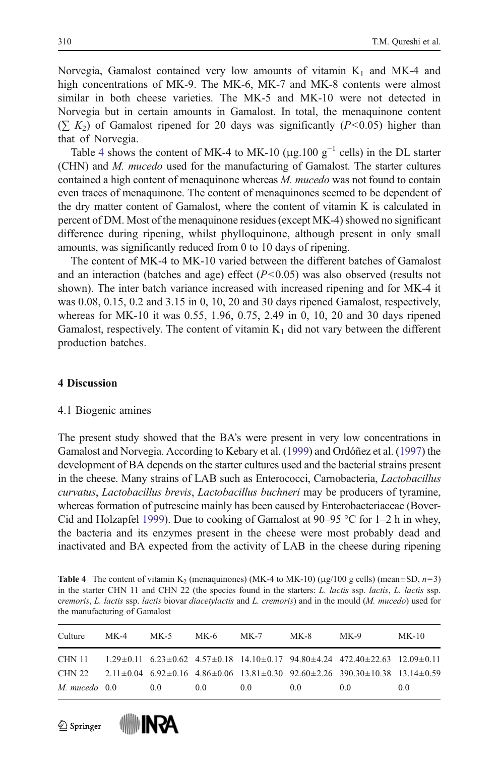Norvegia, Gamalost contained very low amounts of vitamin $K_1$ and MK-4 and high concentrations of MK-9. The MK-6, MK-7 and MK-8 contents were almost similar in both cheese varieties. The MK-5 and MK-10 were not detected in Norvegia but in certain amounts in Gamalost. In total, the menaquinone content ($\sum K_2$) of Gamalost ripened for 20 days was significantly ($P<0.05$) higher than that of Norvegia.

Table 4 shows the content of MK-4 to MK-10 ($\mu g.100\ g^{-1}$ cells) in the DL starter (CHN) and *M. mucedo* used for the manufacturing of Gamalost. The starter cultures contained a high content of menaquinone whereas *M. mucedo* was not found to contain even traces of menaquinone. The content of menaquinones seemed to be dependent of the dry matter content of Gamalost, where the content of vitamin K is calculated in percent of DM. Most of the menaquinone residues (except MK-4) showed no significant difference during ripening, whilst phylloquinone, although present in only small amounts, was significantly reduced from 0 to 10 days of ripening.

The content of MK-4 to MK-10 varied between the different batches of Gamalost and an interaction (batches and age) effect ($P<0.05$) was also observed (results not shown). The inter batch variance increased with increased ripening and for MK-4 it was 0.08, 0.15, 0.2 and 3.15 in 0, 10, 20 and 30 days ripened Gamalost, respectively, whereas for MK-10 it was 0.55, 1.96, 0.75, 2.49 in 0, 10, 20 and 30 days ripened Gamalost, respectively. The content of vitamin $K_1$ did not vary between the different production batches.

## 4 Discussion

### 4.1 Biogenic amines

The present study showed that the BA's were present in very low concentrations in Gamalost and Norvegia. According to Kebary et al. (1999) and Ordóñez et al. (1997) the development of BA depends on the starter cultures used and the bacterial strains present in the cheese. Many strains of LAB such as Enterococci, Carnobacteria, *Lactobacillus curvatus*, *Lactobacillus brevis*, *Lactobacillus buchneri* may be producers of tyramine, whereas formation of putrescine mainly has been caused by Enterobacteriaceae (Bover-Cid and Holzapfel 1999). Due to cooking of Gamalost at 90–95 °C for 1–2 h in whey, the bacteria and its enzymes present in the cheese were most probably dead and inactivated and BA expected from the activity of LAB in the cheese during ripening

**Table 4** The content of vitamin $K_2$ (menaquinones) (MK-4 to MK-10) ($\mu g/100$ g cells) (mean±SD, $n=3$) in the starter CHN 11 and CHN 22 (the species found in the starters: *L. lactis* ssp. *lactis*, *L. lactis* ssp. *cremoris*, *L. lactis* ssp. *lactis* biovar *diacetylactis* and *L. cremoris*) and in the mould (*M. mucedo*) used for the manufacturing of Gamalost

| Culture | MK-4 | MK-5 | MK-6 | MK-7 | MK-8 | MK-9 | MK-10 |
|---|---|---|---|---|---|---|---|
| CHN 11 | 1.29±0.11 | 6.23±0.62 | 4.57±0.18 | 14.10±0.17 | 94.80±4.24 | 472.40±22.63 | 12.09±0.11 |
| CHN 22 | 2.11±0.04 | 6.92±0.16 | 4.86±0.06 | 13.81±0.30 | 92.60±2.26 | 390.30±10.38 | 13.14±0.59 |
| *M. mucedo* | 0.0 | 0.0 | 0.0 | 0.0 | 0.0 | 0.0 | 0.0 |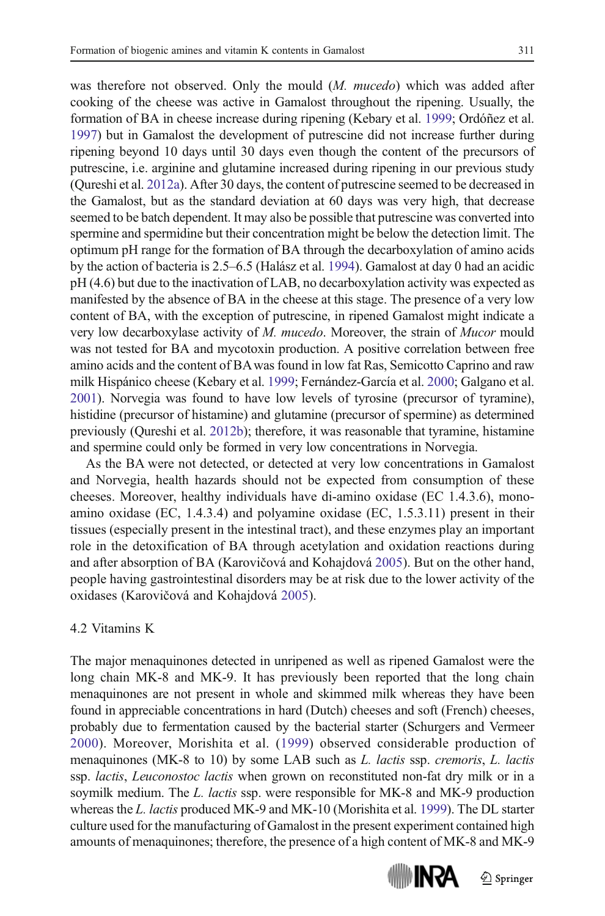was therefore not observed. Only the mould (*M. mucedo*) which was added after cooking of the cheese was active in Gamalost throughout the ripening. Usually, the formation of BA in cheese increase during ripening (Kebary et al. 1999; Ordóñez et al. 1997) but in Gamalost the development of putrescine did not increase further during ripening beyond 10 days until 30 days even though the content of the precursors of putrescine, i.e. arginine and glutamine increased during ripening in our previous study (Qureshi et al. 2012a). After 30 days, the content of putrescine seemed to be decreased in the Gamalost, but as the standard deviation at 60 days was very high, that decrease seemed to be batch dependent. It may also be possible that putrescine was converted into spermine and spermidine but their concentration might be below the detection limit. The optimum pH range for the formation of BA through the decarboxylation of amino acids by the action of bacteria is 2.5–6.5 (Halász et al. 1994). Gamalost at day 0 had an acidic pH (4.6) but due to the inactivation of LAB, no decarboxylation activity was expected as manifested by the absence of BA in the cheese at this stage. The presence of a very low content of BA, with the exception of putrescine, in ripened Gamalost might indicate a very low decarboxylase activity of *M. mucedo*. Moreover, the strain of *Mucor* mould was not tested for BA and mycotoxin production. A positive correlation between free amino acids and the content of BA was found in low fat Ras, Semicotto Caprino and raw milk Hispánico cheese (Kebary et al. 1999; Fernández-García et al. 2000; Galgano et al. 2001). Norvegia was found to have low levels of tyrosine (precursor of tyramine), histidine (precursor of histamine) and glutamine (precursor of spermine) as determined previously (Qureshi et al. 2012b); therefore, it was reasonable that tyramine, histamine and spermine could only be formed in very low concentrations in Norvegia.

As the BA were not detected, or detected at very low concentrations in Gamalost and Norvegia, health hazards should not be expected from consumption of these cheeses. Moreover, healthy individuals have di-amino oxidase (EC 1.4.3.6), mono-amino oxidase (EC, 1.4.3.4) and polyamine oxidase (EC, 1.5.3.11) present in their tissues (especially present in the intestinal tract), and these enzymes play an important role in the detoxification of BA through acetylation and oxidation reactions during and after absorption of BA (Karovičová and Kohajdová 2005). But on the other hand, people having gastrointestinal disorders may be at risk due to the lower activity of the oxidases (Karovičová and Kohajdová 2005).

### 4.2 Vitamins K

The major menaquinones detected in unripened as well as ripened Gamalost were the long chain MK-8 and MK-9. It has previously been reported that the long chain menaquinones are not present in whole and skimmed milk whereas they have been found in appreciable concentrations in hard (Dutch) cheeses and soft (French) cheeses, probably due to fermentation caused by the bacterial starter (Schurgers and Vermeer 2000). Moreover, Morishita et al. (1999) observed considerable production of menaquinones (MK-8 to 10) by some LAB such as *L. lactis* ssp. *cremoris*, *L. lactis* ssp. *lactis*, *Leuconostoc lactis* when grown on reconstituted non-fat dry milk or in a soymilk medium. The *L. lactis* ssp. were responsible for MK-8 and MK-9 production whereas the *L. lactis* produced MK-9 and MK-10 (Morishita et al. 1999). The DL starter culture used for the manufacturing of Gamalost in the present experiment contained high amounts of menaquinones; therefore, the presence of a high content of MK-8 and MK-9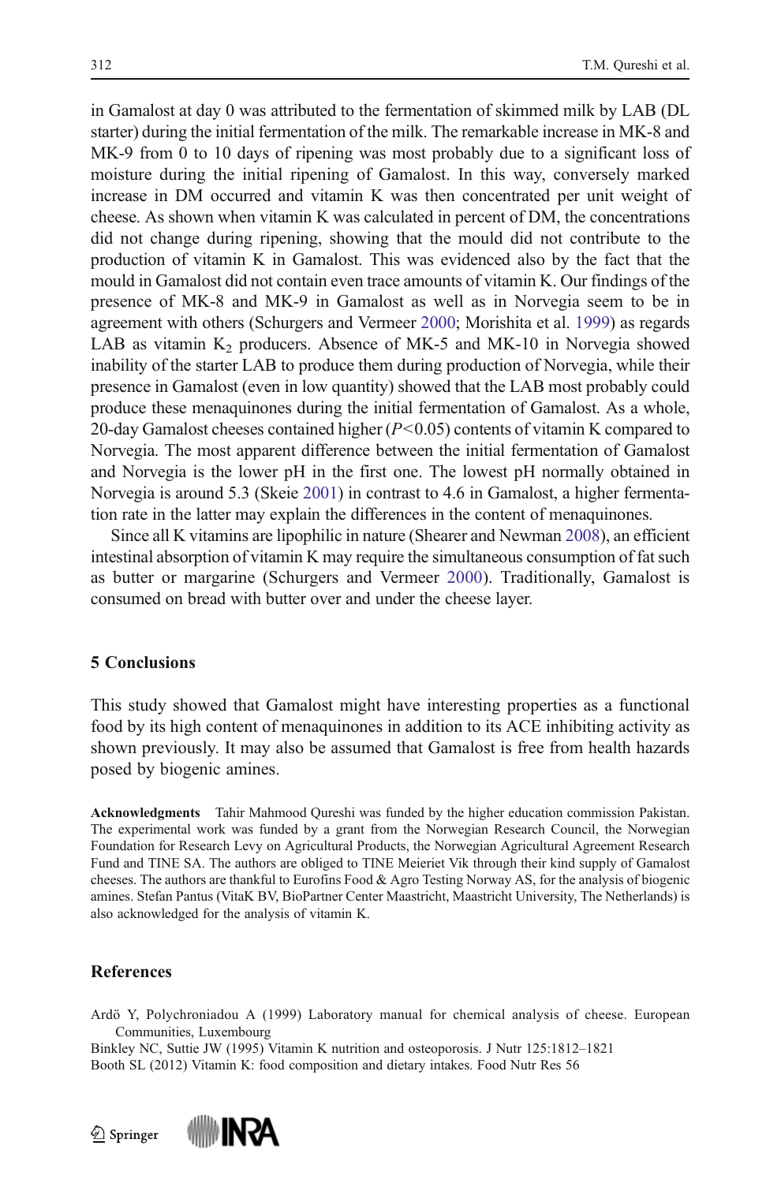in Gamalost at day 0 was attributed to the fermentation of skimmed milk by LAB (DL starter) during the initial fermentation of the milk. The remarkable increase in MK-8 and MK-9 from 0 to 10 days of ripening was most probably due to a significant loss of moisture during the initial ripening of Gamalost. In this way, conversely marked increase in DM occurred and vitamin K was then concentrated per unit weight of cheese. As shown when vitamin K was calculated in percent of DM, the concentrations did not change during ripening, showing that the mould did not contribute to the production of vitamin K in Gamalost. This was evidenced also by the fact that the mould in Gamalost did not contain even trace amounts of vitamin K. Our findings of the presence of MK-8 and MK-9 in Gamalost as well as in Norvegia seem to be in agreement with others (Schurgers and Vermeer 2000; Morishita et al. 1999) as regards LAB as vitamin $K_2$ producers. Absence of MK-5 and MK-10 in Norvegia showed inability of the starter LAB to produce them during production of Norvegia, while their presence in Gamalost (even in low quantity) showed that the LAB most probably could produce these menaquinones during the initial fermentation of Gamalost. As a whole, 20-day Gamalost cheeses contained higher ($P<0.05$) contents of vitamin K compared to Norvegia. The most apparent difference between the initial fermentation of Gamalost and Norvegia is the lower pH in the first one. The lowest pH normally obtained in Norvegia is around 5.3 (Skeie 2001) in contrast to 4.6 in Gamalost, a higher fermentation rate in the latter may explain the differences in the content of menaquinones.

Since all K vitamins are lipophilic in nature (Shearer and Newman 2008), an efficient intestinal absorption of vitamin K may require the simultaneous consumption of fat such as butter or margarine (Schurgers and Vermeer 2000). Traditionally, Gamalost is consumed on bread with butter over and under the cheese layer.

## 5 Conclusions

This study showed that Gamalost might have interesting properties as a functional food by its high content of menaquinones in addition to its ACE inhibiting activity as shown previously. It may also be assumed that Gamalost is free from health hazards posed by biogenic amines.

**Acknowledgments** Tahir Mahmood Qureshi was funded by the higher education commission Pakistan. The experimental work was funded by a grant from the Norwegian Research Council, the Norwegian Foundation for Research Levy on Agricultural Products, the Norwegian Agricultural Agreement Research Fund and TINE SA. The authors are obliged to TINE Meieriet Vik through their kind supply of Gamalost cheeses. The authors are thankful to Eurofins Food & Agro Testing Norway AS, for the analysis of biogenic amines. Stefan Pantus (VitaK BV, BioPartner Center Maastricht, Maastricht University, The Netherlands) is also acknowledged for the analysis of vitamin K.

## References

Ardö Y, Polychroniadou A (1999) Laboratory manual for chemical analysis of cheese. European Communities, Luxembourg

Binkley NC, Suttie JW (1995) Vitamin K nutrition and osteoporosis. J Nutr 125:1812–1821

Booth SL (2012) Vitamin K: food composition and dietary intakes. Food Nutr Res 56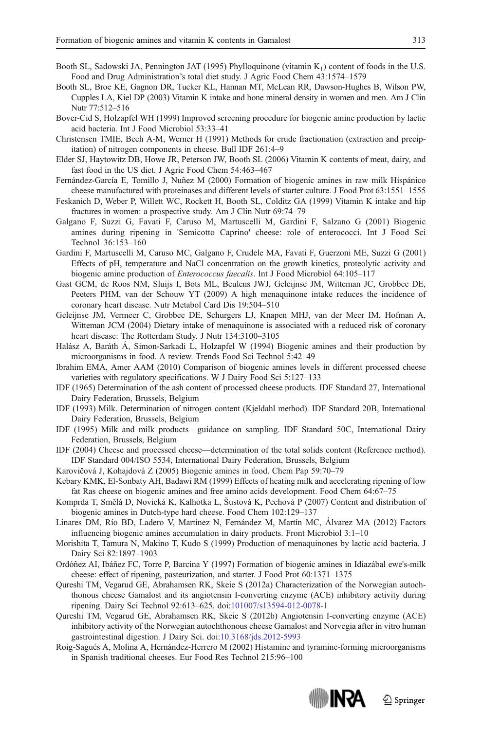Booth SL, Sadowski JA, Pennington JAT (1995) Phylloquinone (vitamin $K_1$) content of foods in the U.S. Food and Drug Administration's total diet study. J Agric Food Chem 43:1574–1579

Booth SL, Broe KE, Gagnon DR, Tucker KL, Hannan MT, McLean RR, Dawson-Hughes B, Wilson PW, Cupples LA, Kiel DP (2003) Vitamin K intake and bone mineral density in women and men. Am J Clin Nutr 77:512–516

Bover-Cid S, Holzapfel WH (1999) Improved screening procedure for biogenic amine production by lactic acid bacteria. Int J Food Microbiol 53:33–41

Christensen TMIE, Bech A-M, Werner H (1991) Methods for crude fractionation (extraction and precipitation) of nitrogen components in cheese. Bull IDF 261:4–9

Elder SJ, Haytowitz DB, Howe JR, Peterson JW, Booth SL (2006) Vitamin K contents of meat, dairy, and fast food in the US diet. J Agric Food Chem 54:463–467

Fernández-García E, Tomillo J, Nuñez M (2000) Formation of biogenic amines in raw milk Hispánico cheese manufactured with proteinases and different levels of starter culture. J Food Prot 63:1551–1555

Feskanich D, Weber P, Willett WC, Rockett H, Booth SL, Colditz GA (1999) Vitamin K intake and hip fractures in women: a prospective study. Am J Clin Nutr 69:74–79

Galgano F, Suzzi G, Favati F, Caruso M, Martuscelli M, Gardini F, Salzano G (2001) Biogenic amines during ripening in 'Semicotto Caprino' cheese: role of enterococci. Int J Food Sci Technol 36:153–160

Gardini F, Martuscelli M, Caruso MC, Galgano F, Crudele MA, Favati F, Guerzoni ME, Suzzi G (2001) Effects of pH, temperature and NaCl concentration on the growth kinetics, proteolytic activity and biogenic amine production of *Enterococcus faecalis*. Int J Food Microbiol 64:105–117

Gast GCM, de Roos NM, Sluijs I, Bots ML, Beulens JWJ, Geleijnse JM, Witteman JC, Grobbee DE, Peeters PHM, van der Schouw YT (2009) A high menaquinone intake reduces the incidence of coronary heart disease. Nutr Metabol Card Dis 19:504–510

Geleijnse JM, Vermeer C, Grobbee DE, Schurgers LJ, Knapen MHJ, van der Meer IM, Hofman A, Witteman JCM (2004) Dietary intake of menaquinone is associated with a reduced risk of coronary heart disease: The Rotterdam Study. J Nutr 134:3100–3105

Halász A, Baráth Á, Simon-Sarkadi L, Holzapfel W (1994) Biogenic amines and their production by microorganisms in food. A review. Trends Food Sci Technol 5:42–49

Ibrahim EMA, Amer AAM (2010) Comparison of biogenic amines levels in different processed cheese varieties with regulatory specifications. W J Dairy Food Sci 5:127–133

IDF (1965) Determination of the ash content of processed cheese products. IDF Standard 27, International Dairy Federation, Brussels, Belgium

IDF (1993) Milk. Determination of nitrogen content (Kjeldahl method). IDF Standard 20B, International Dairy Federation, Brussels, Belgium

IDF (1995) Milk and milk products—guidance on sampling. IDF Standard 50C, International Dairy Federation, Brussels, Belgium

IDF (2004) Cheese and processed cheese—determination of the total solids content (Reference method). IDF Standard 004/ISO 5534, International Dairy Federation, Brussels, Belgium

Karovičová J, Kohajdová Z (2005) Biogenic amines in food. Chem Pap 59:70–79

Kebary KMK, El-Sonbaty AH, Badawi RM (1999) Effects of heating milk and accelerating ripening of low fat Ras cheese on biogenic amines and free amino acids development. Food Chem 64:67–75

Komprda T, Smělá D, Novická K, Kalhotka L, Šustová K, Pechová P (2007) Content and distribution of biogenic amines in Dutch-type hard cheese. Food Chem 102:129–137

Linares DM, Río BD, Ladero V, Martínez N, Fernández M, Martín MC, Álvarez MA (2012) Factors influencing biogenic amines accumulation in dairy products. Front Microbiol 3:1–10

Morishita T, Tamura N, Makino T, Kudo S (1999) Production of menaquinones by lactic acid bacteria. J Dairy Sci 82:1897–1903

Ordóñez AI, Ibáñez FC, Torre P, Barcina Y (1997) Formation of biogenic amines in Idiazábal ewe's-milk cheese: effect of ripening, pasteurization, and starter. J Food Prot 60:1371–1375

Qureshi TM, Vegarud GE, Abrahamsen RK, Skeie S (2012a) Characterization of the Norwegian autochthonous cheese Gamalost and its angiotensin I-converting enzyme (ACE) inhibitory activity during ripening. Dairy Sci Technol 92:613–625. doi:101007/s13594-012-0078-1

Qureshi TM, Vegarud GE, Abrahamsen RK, Skeie S (2012b) Angiotensin I-converting enzyme (ACE) inhibitory activity of the Norwegian autochthonous cheese Gamalost and Norvegia after in vitro human gastrointestinal digestion. J Dairy Sci. doi:10.3168/jds.2012-5993

Roig-Sagués A, Molina A, Hernández-Herrero M (2002) Histamine and tyramine-forming microorganisms in Spanish traditional cheeses. Eur Food Res Technol 215:96–100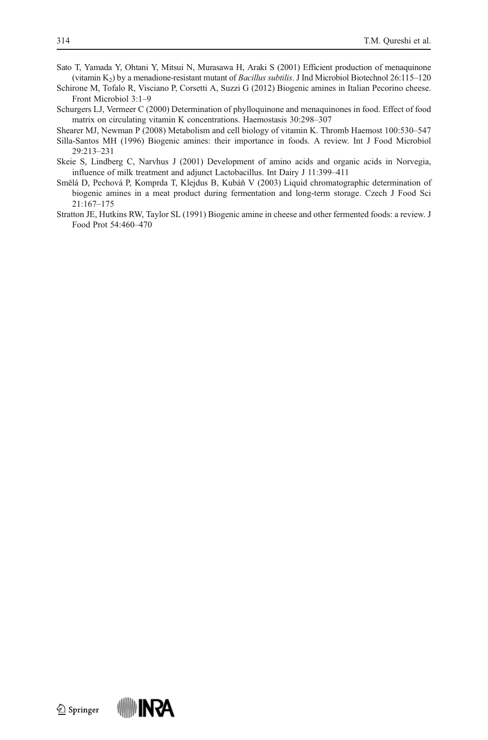Sato T, Yamada Y, Ohtani Y, Mitsui N, Murasawa H, Araki S (2001) Efficient production of menaquinone (vitamin $K_2$) by a menadione-resistant mutant of *Bacillus subtilis*. J Ind Microbiol Biotechnol 26:115–120

Schirone M, Tofalo R, Visciano P, Corsetti A, Suzzi G (2012) Biogenic amines in Italian Pecorino cheese. Front Microbiol 3:1–9

Schurgers LJ, Vermeer C (2000) Determination of phylloquinone and menaquinones in food. Effect of food matrix on circulating vitamin K concentrations. Haemostasis 30:298–307

Shearer MJ, Newman P (2008) Metabolism and cell biology of vitamin K. Thromb Haemost 100:530–547

Silla-Santos MH (1996) Biogenic amines: their importance in foods. A review. Int J Food Microbiol 29:213–231

Skeie S, Lindberg C, Narvhus J (2001) Development of amino acids and organic acids in Norvegia, influence of milk treatment and adjunct Lactobacillus. Int Dairy J 11:399–411

Smělá D, Pechová P, Komprda T, Klejdus B, Kubáň V (2003) Liquid chromatographic determination of biogenic amines in a meat product during fermentation and long-term storage. Czech J Food Sci 21:167–175

Stratton JE, Hutkins RW, Taylor SL (1991) Biogenic amine in cheese and other fermented foods: a review. J Food Prot 54:460–470